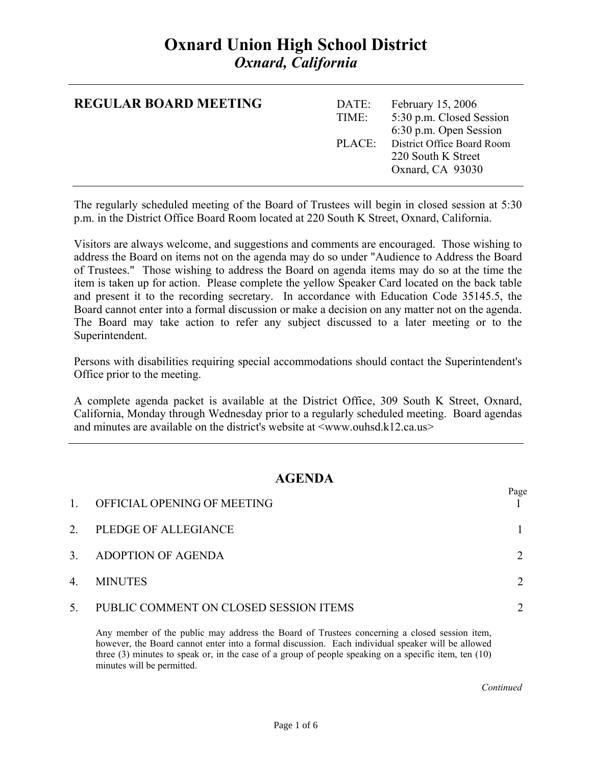# Oxnard Union High School District

*Oxnard, California*

---

**REGULAR BOARD MEETING**

| | |
|---|---|
| DATE: | February 15, 2006 |
| TIME: | 5:30 p.m. Closed Session |
| | 6:30 p.m. Open Session |
| PLACE: | District Office Board Room |
| | 220 South K Street |
| | Oxnard, CA 93030 |

---

The regularly scheduled meeting of the Board of Trustees will begin in closed session at 5:30 p.m. in the District Office Board Room located at 220 South K Street, Oxnard, California.

Visitors are always welcome, and suggestions and comments are encouraged. Those wishing to address the Board on items not on the agenda may do so under "Audience to Address the Board of Trustees." Those wishing to address the Board on agenda items may do so at the time the item is taken up for action. Please complete the yellow Speaker Card located on the back table and present it to the recording secretary. In accordance with Education Code 35145.5, the Board cannot enter into a formal discussion or make a decision on any matter not on the agenda. The Board may take action to refer any subject discussed to a later meeting or to the Superintendent.

Persons with disabilities requiring special accommodations should contact the Superintendent's Office prior to the meeting.

A complete agenda packet is available at the District Office, 309 South K Street, Oxnard, California, Monday through Wednesday prior to a regularly scheduled meeting. Board agendas and minutes are available on the district's website at <www.ouhsd.k12.ca.us>

---

## AGENDA

| | | Page |
|---|---|---|
| 1. | OFFICIAL OPENING OF MEETING | 1 |
| 2. | PLEDGE OF ALLEGIANCE | 1 |
| 3. | ADOPTION OF AGENDA | 2 |
| 4. | MINUTES | 2 |
| 5. | PUBLIC COMMENT ON CLOSED SESSION ITEMS | 2 |

Any member of the public may address the Board of Trustees concerning a closed session item, however, the Board cannot enter into a formal discussion. Each individual speaker will be allowed three (3) minutes to speak or, in the case of a group of people speaking on a specific item, ten (10) minutes will be permitted.

*Continued*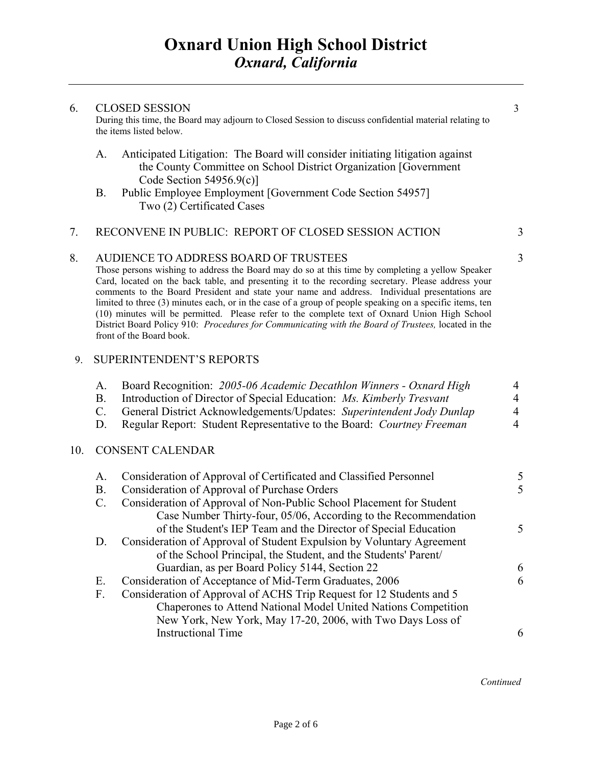# Oxnard Union High School District
## *Oxnard, California*

---

6. CLOSED SESSION — 3

   During this time, the Board may adjourn to Closed Session to discuss confidential material relating to the items listed below.

   A. Anticipated Litigation: The Board will consider initiating litigation against the County Committee on School District Organization [Government Code Section 54956.9(c)]
   B. Public Employee Employment [Government Code Section 54957] Two (2) Certificated Cases

7. RECONVENE IN PUBLIC: REPORT OF CLOSED SESSION ACTION — 3

8. AUDIENCE TO ADDRESS BOARD OF TRUSTEES — 3

   Those persons wishing to address the Board may do so at this time by completing a yellow Speaker Card, located on the back table, and presenting it to the recording secretary. Please address your comments to the Board President and state your name and address. Individual presentations are limited to three (3) minutes each, or in the case of a group of people speaking on a specific items, ten (10) minutes will be permitted. Please refer to the complete text of Oxnard Union High School District Board Policy 910: *Procedures for Communicating with the Board of Trustees,* located in the front of the Board book.

9. SUPERINTENDENT'S REPORTS

   A. Board Recognition: *2005-06 Academic Decathlon Winners - Oxnard High* — 4
   B. Introduction of Director of Special Education: *Ms. Kimberly Tresvant* — 4
   C. General District Acknowledgements/Updates: *Superintendent Jody Dunlap* — 4
   D. Regular Report: Student Representative to the Board: *Courtney Freeman* — 4

10. CONSENT CALENDAR

    A. Consideration of Approval of Certificated and Classified Personnel — 5
    B. Consideration of Approval of Purchase Orders — 5
    C. Consideration of Approval of Non-Public School Placement for Student Case Number Thirty-four, 05/06, According to the Recommendation of the Student's IEP Team and the Director of Special Education — 5
    D. Consideration of Approval of Student Expulsion by Voluntary Agreement of the School Principal, the Student, and the Students' Parent/ Guardian, as per Board Policy 5144, Section 22 — 6
    E. Consideration of Acceptance of Mid-Term Graduates, 2006 — 6
    F. Consideration of Approval of ACHS Trip Request for 12 Students and 5 Chaperones to Attend National Model United Nations Competition New York, New York, May 17-20, 2006, with Two Days Loss of Instructional Time — 6

*Continued*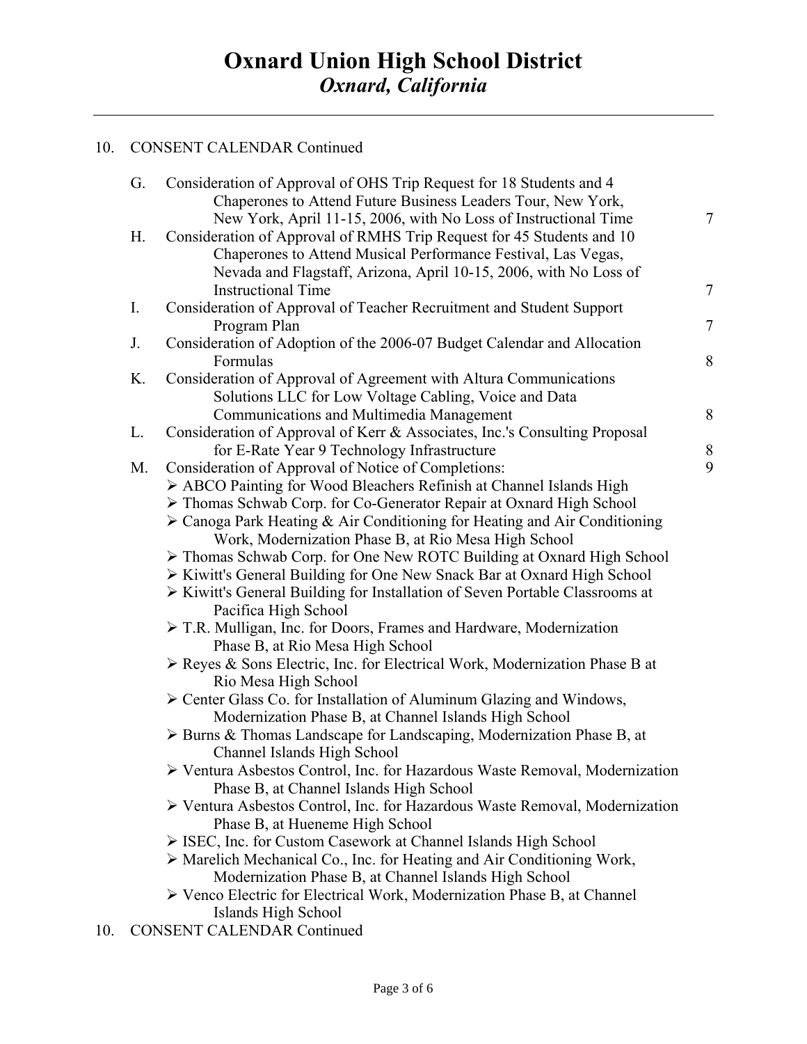# Oxnard Union High School District

## *Oxnard, California*

10. CONSENT CALENDAR Continued

| | | |
|---|---|---|
| G. | Consideration of Approval of OHS Trip Request for 18 Students and 4 Chaperones to Attend Future Business Leaders Tour, New York, New York, April 11-15, 2006, with No Loss of Instructional Time | 7 |
| H. | Consideration of Approval of RMHS Trip Request for 45 Students and 10 Chaperones to Attend Musical Performance Festival, Las Vegas, Nevada and Flagstaff, Arizona, April 10-15, 2006, with No Loss of Instructional Time | 7 |
| I. | Consideration of Approval of Teacher Recruitment and Student Support Program Plan | 7 |
| J. | Consideration of Adoption of the 2006-07 Budget Calendar and Allocation Formulas | 8 |
| K. | Consideration of Approval of Agreement with Altura Communications Solutions LLC for Low Voltage Cabling, Voice and Data Communications and Multimedia Management | 8 |
| L. | Consideration of Approval of Kerr & Associates, Inc.'s Consulting Proposal for E-Rate Year 9 Technology Infrastructure | 8 |
| M. | Consideration of Approval of Notice of Completions: | 9 |

- ABCO Painting for Wood Bleachers Refinish at Channel Islands High
- Thomas Schwab Corp. for Co-Generator Repair at Oxnard High School
- Canoga Park Heating & Air Conditioning for Heating and Air Conditioning Work, Modernization Phase B, at Rio Mesa High School
- Thomas Schwab Corp. for One New ROTC Building at Oxnard High School
- Kiwitt's General Building for One New Snack Bar at Oxnard High School
- Kiwitt's General Building for Installation of Seven Portable Classrooms at Pacifica High School
- T.R. Mulligan, Inc. for Doors, Frames and Hardware, Modernization Phase B, at Rio Mesa High School
- Reyes & Sons Electric, Inc. for Electrical Work, Modernization Phase B at Rio Mesa High School
- Center Glass Co. for Installation of Aluminum Glazing and Windows, Modernization Phase B, at Channel Islands High School
- Burns & Thomas Landscape for Landscaping, Modernization Phase B, at Channel Islands High School
- Ventura Asbestos Control, Inc. for Hazardous Waste Removal, Modernization Phase B, at Channel Islands High School
- Ventura Asbestos Control, Inc. for Hazardous Waste Removal, Modernization Phase B, at Hueneme High School
- ISEC, Inc. for Custom Casework at Channel Islands High School
- Marelich Mechanical Co., Inc. for Heating and Air Conditioning Work, Modernization Phase B, at Channel Islands High School
- Venco Electric for Electrical Work, Modernization Phase B, at Channel Islands High School

10. CONSENT CALENDAR Continued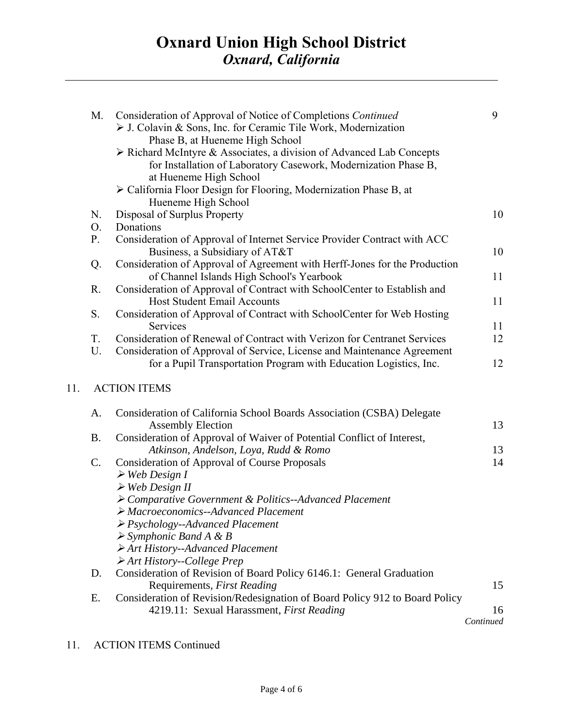# Oxnard Union High School District
## *Oxnard, California*

---

M. Consideration of Approval of Notice of Completions *Continued* 9
- J. Colavin & Sons, Inc. for Ceramic Tile Work, Modernization Phase B, at Hueneme High School
- Richard McIntyre & Associates, a division of Advanced Lab Concepts for Installation of Laboratory Casework, Modernization Phase B, at Hueneme High School
- California Floor Design for Flooring, Modernization Phase B, at Hueneme High School

N. Disposal of Surplus Property 10

O. Donations

P. Consideration of Approval of Internet Service Provider Contract with ACC Business, a Subsidiary of AT&T 10

Q. Consideration of Approval of Agreement with Herff-Jones for the Production of Channel Islands High School's Yearbook 11

R. Consideration of Approval of Contract with SchoolCenter to Establish and Host Student Email Accounts 11

S. Consideration of Approval of Contract with SchoolCenter for Web Hosting Services 11

T. Consideration of Renewal of Contract with Verizon for Centranet Services 12

U. Consideration of Approval of Service, License and Maintenance Agreement for a Pupil Transportation Program with Education Logistics, Inc. 12

11. ACTION ITEMS

A. Consideration of California School Boards Association (CSBA) Delegate Assembly Election 13

B. Consideration of Approval of Waiver of Potential Conflict of Interest, *Atkinson, Andelson, Loya, Rudd & Romo* 13

C. Consideration of Approval of Course Proposals 14
- *Web Design I*
- *Web Design II*
- *Comparative Government & Politics--Advanced Placement*
- *Macroeconomics--Advanced Placement*
- *Psychology--Advanced Placement*
- *Symphonic Band A & B*
- *Art History--Advanced Placement*
- *Art History--College Prep*

D. Consideration of Revision of Board Policy 6146.1: General Graduation Requirements, *First Reading* 15

E. Consideration of Revision/Redesignation of Board Policy 912 to Board Policy 4219.11: Sexual Harassment, *First Reading* 16

*Continued*

11. ACTION ITEMS Continued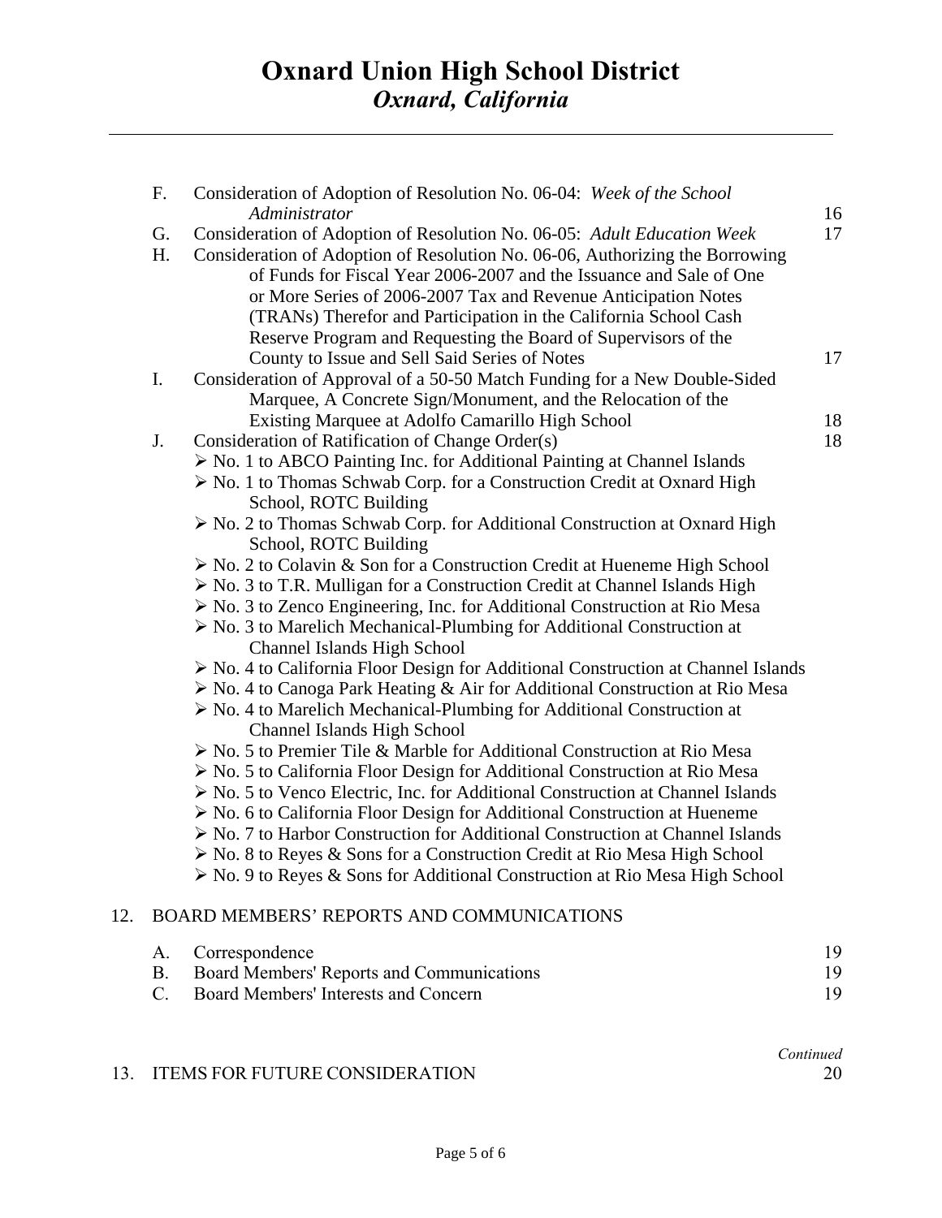# Oxnard Union High School District
## *Oxnard, California*

---

F. Consideration of Adoption of Resolution No. 06-04: *Week of the School Administrator* — 16

G. Consideration of Adoption of Resolution No. 06-05: *Adult Education Week* — 17

H. Consideration of Adoption of Resolution No. 06-06, Authorizing the Borrowing of Funds for Fiscal Year 2006-2007 and the Issuance and Sale of One or More Series of 2006-2007 Tax and Revenue Anticipation Notes (TRANs) Therefor and Participation in the California School Cash Reserve Program and Requesting the Board of Supervisors of the County to Issue and Sell Said Series of Notes — 17

I. Consideration of Approval of a 50-50 Match Funding for a New Double-Sided Marquee, A Concrete Sign/Monument, and the Relocation of the Existing Marquee at Adolfo Camarillo High School — 18

J. Consideration of Ratification of Change Order(s) — 18

- No. 1 to ABCO Painting Inc. for Additional Painting at Channel Islands
- No. 1 to Thomas Schwab Corp. for a Construction Credit at Oxnard High School, ROTC Building
- No. 2 to Thomas Schwab Corp. for Additional Construction at Oxnard High School, ROTC Building
- No. 2 to Colavin & Son for a Construction Credit at Hueneme High School
- No. 3 to T.R. Mulligan for a Construction Credit at Channel Islands High
- No. 3 to Zenco Engineering, Inc. for Additional Construction at Rio Mesa
- No. 3 to Marelich Mechanical-Plumbing for Additional Construction at Channel Islands High School
- No. 4 to California Floor Design for Additional Construction at Channel Islands
- No. 4 to Canoga Park Heating & Air for Additional Construction at Rio Mesa
- No. 4 to Marelich Mechanical-Plumbing for Additional Construction at Channel Islands High School
- No. 5 to Premier Tile & Marble for Additional Construction at Rio Mesa
- No. 5 to California Floor Design for Additional Construction at Rio Mesa
- No. 5 to Venco Electric, Inc. for Additional Construction at Channel Islands
- No. 6 to California Floor Design for Additional Construction at Hueneme
- No. 7 to Harbor Construction for Additional Construction at Channel Islands
- No. 8 to Reyes & Sons for a Construction Credit at Rio Mesa High School
- No. 9 to Reyes & Sons for Additional Construction at Rio Mesa High School

12. BOARD MEMBERS' REPORTS AND COMMUNICATIONS

A. Correspondence — 19

B. Board Members' Reports and Communications — 19

C. Board Members' Interests and Concern — 19

*Continued*

13. ITEMS FOR FUTURE CONSIDERATION — 20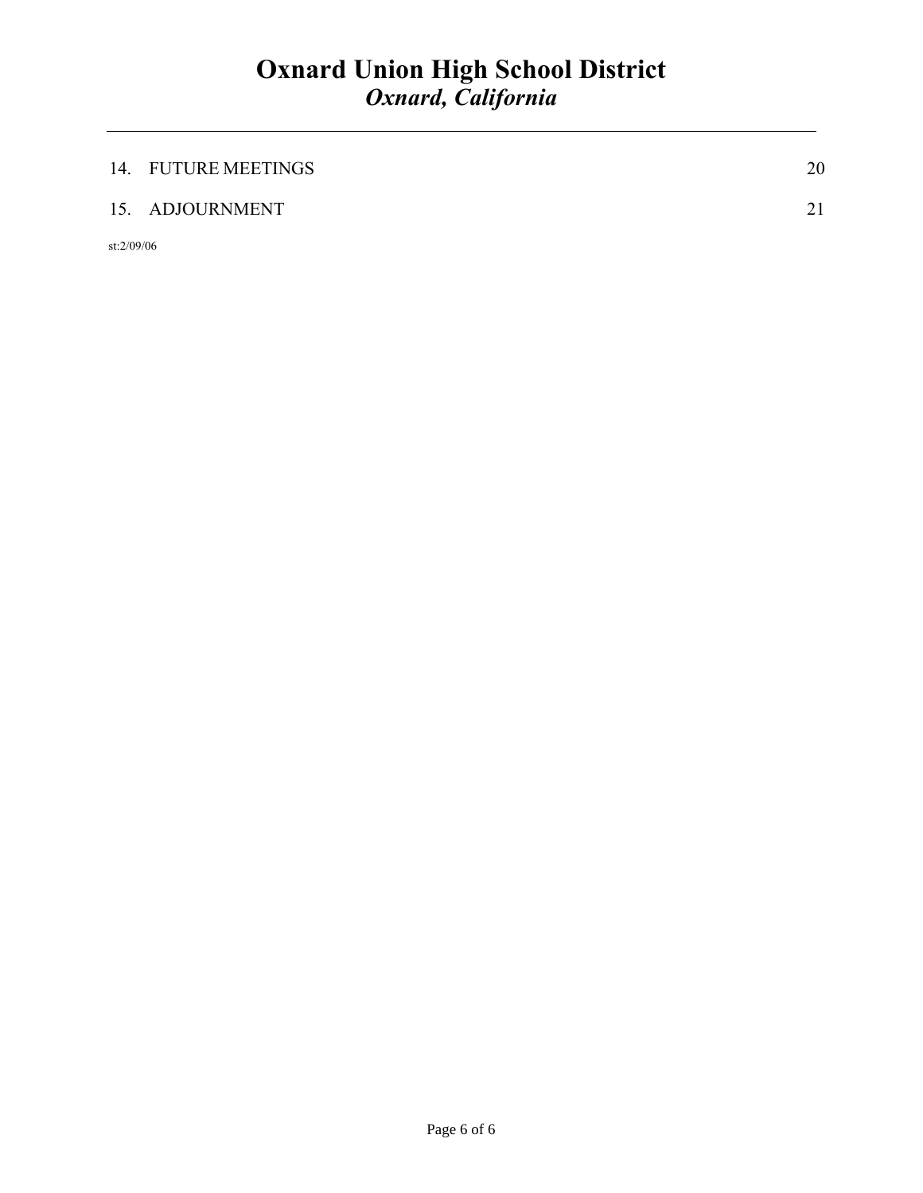14. FUTURE MEETINGS 20

15. ADJOURNMENT 21

st:2/09/06